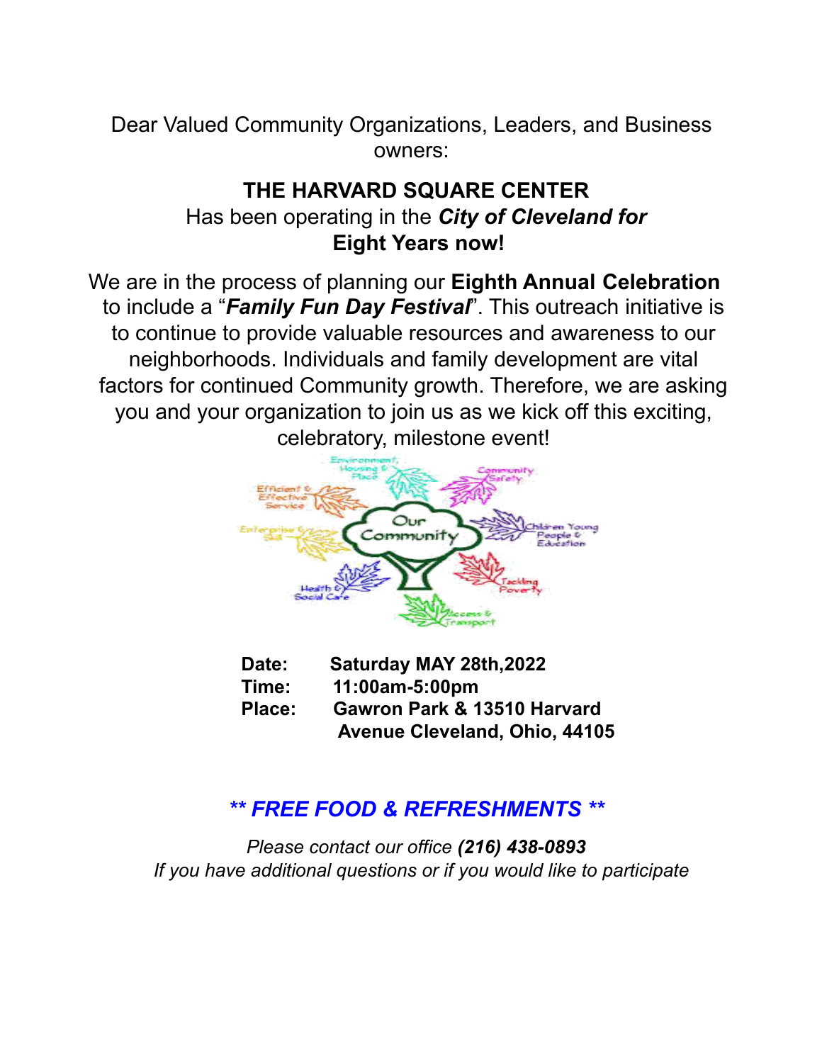Dear Valued Community Organizations, Leaders, and Business owners:

## THE HARVARD SQUARE CENTER

Has been operating in the ***City of Cleveland for*** **Eight Years now!**

We are in the process of planning our **Eighth Annual Celebration** to include a "***Family Fun Day Festival***". This outreach initiative is to continue to provide valuable resources and awareness to our neighborhoods. Individuals and family development are vital factors for continued Community growth. Therefore, we are asking you and your organization to join us as we kick off this exciting, celebratory, milestone event!

**Date:** **Saturday MAY 28th,2022**
**Time:** **11:00am-5:00pm**
**Place:** **Gawron Park & 13510 Harvard Avenue Cleveland, Ohio, 44105**

***\*\* FREE FOOD & REFRESHMENTS \*\****

*Please contact our office **(216) 438-0893***
*If you have additional questions or if you would like to participate*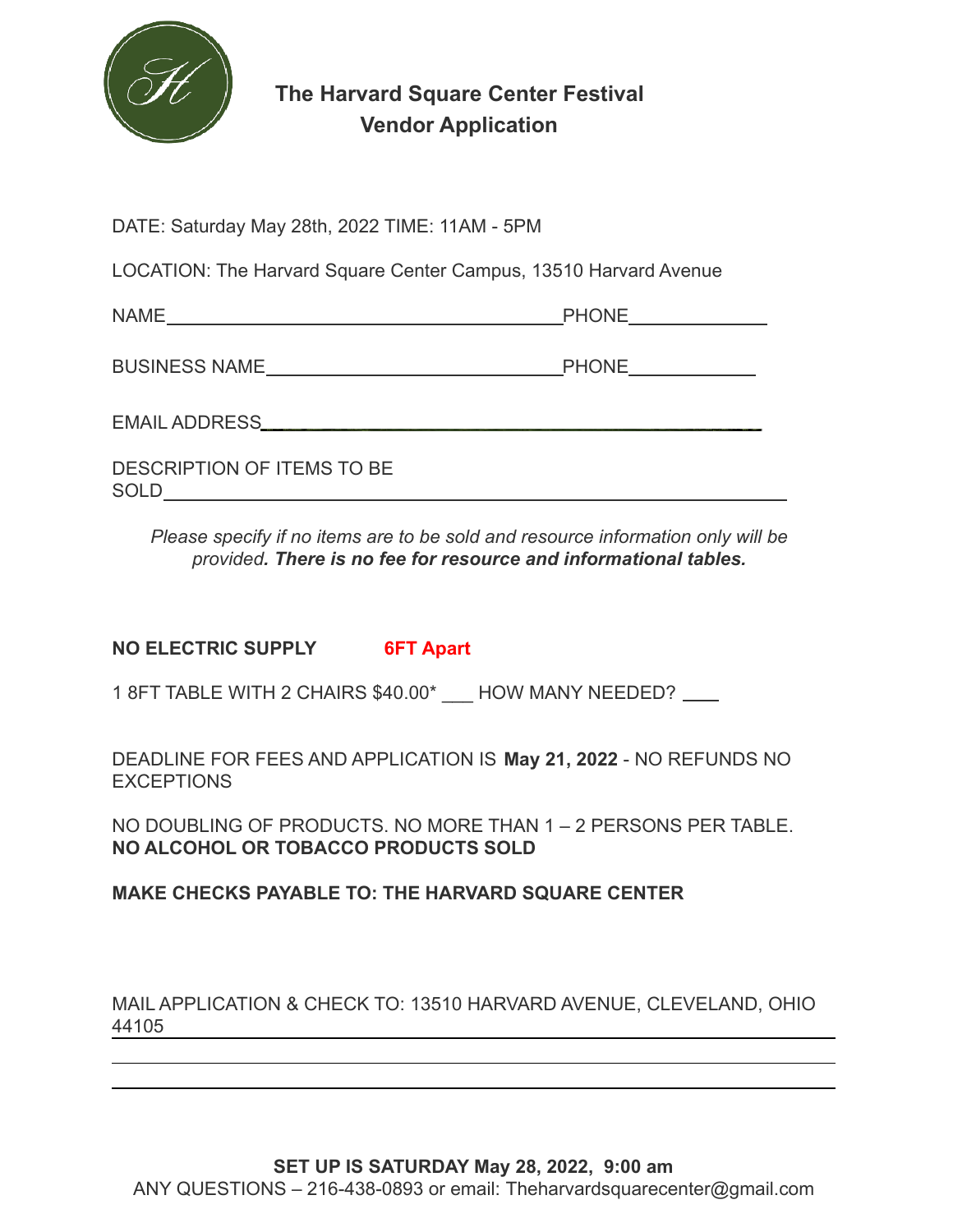# The Harvard Square Center Festival
## Vendor Application

DATE: Saturday May 28th, 2022 TIME: 11AM - 5PM

LOCATION: The Harvard Square Center Campus, 13510 Harvard Avenue

NAME________________________________________PHONE_____________

BUSINESS NAME______________________________PHONE____________

EMAIL ADDRESS__________________________________________________

DESCRIPTION OF ITEMS TO BE SOLD_______________________________________________

*Please specify if no items are to be sold and resource information only will be provided**. There is no fee for resource and informational tables.***

**NO ELECTRIC SUPPLY** **6FT Apart**

1 8FT TABLE WITH 2 CHAIRS $40.00* ___ HOW MANY NEEDED? ___

DEADLINE FOR FEES AND APPLICATION IS **May 21, 2022** - NO REFUNDS NO EXCEPTIONS

NO DOUBLING OF PRODUCTS. NO MORE THAN 1 – 2 PERSONS PER TABLE.
**NO ALCOHOL OR TOBACCO PRODUCTS SOLD**

**MAKE CHECKS PAYABLE TO: THE HARVARD SQUARE CENTER**

MAIL APPLICATION & CHECK TO: 13510 HARVARD AVENUE, CLEVELAND, OHIO 44105

**SET UP IS SATURDAY May 28, 2022, 9:00 am**

ANY QUESTIONS – 216-438-0893 or email: Theharvardsquarecenter@gmail.com